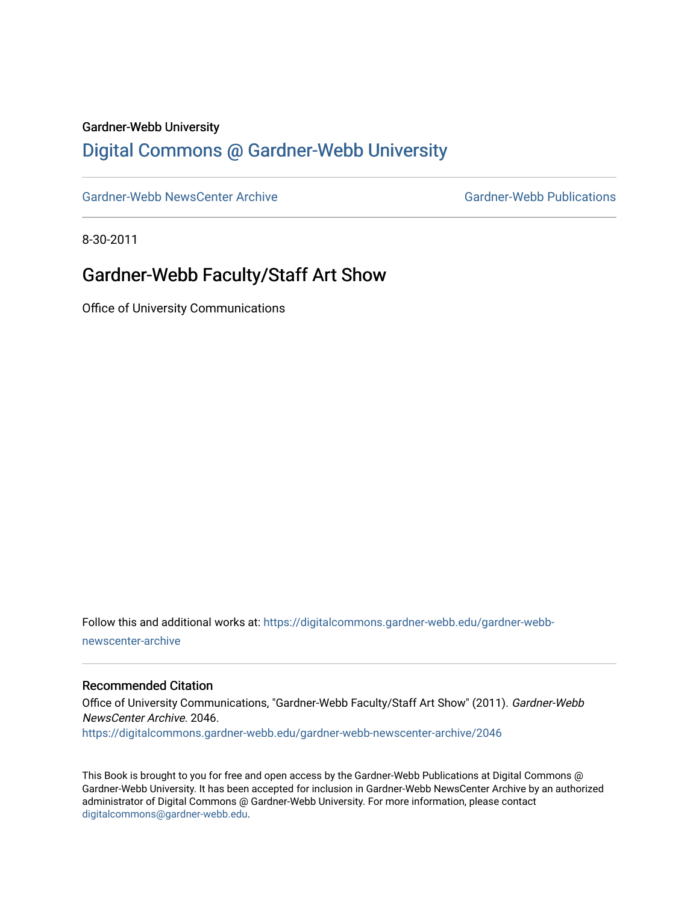Gardner-Webb University

## Digital Commons @ Gardner-Webb University

Gardner-Webb NewsCenter Archive | Gardner-Webb Publications

8-30-2011

# Gardner-Webb Faculty/Staff Art Show

Office of University Communications

Follow this and additional works at: https://digitalcommons.gardner-webb.edu/gardner-webb-newscenter-archive

### Recommended Citation

Office of University Communications, "Gardner-Webb Faculty/Staff Art Show" (2011). *Gardner-Webb NewsCenter Archive*. 2046.
https://digitalcommons.gardner-webb.edu/gardner-webb-newscenter-archive/2046

This Book is brought to you for free and open access by the Gardner-Webb Publications at Digital Commons @ Gardner-Webb University. It has been accepted for inclusion in Gardner-Webb NewsCenter Archive by an authorized administrator of Digital Commons @ Gardner-Webb University. For more information, please contact digitalcommons@gardner-webb.edu.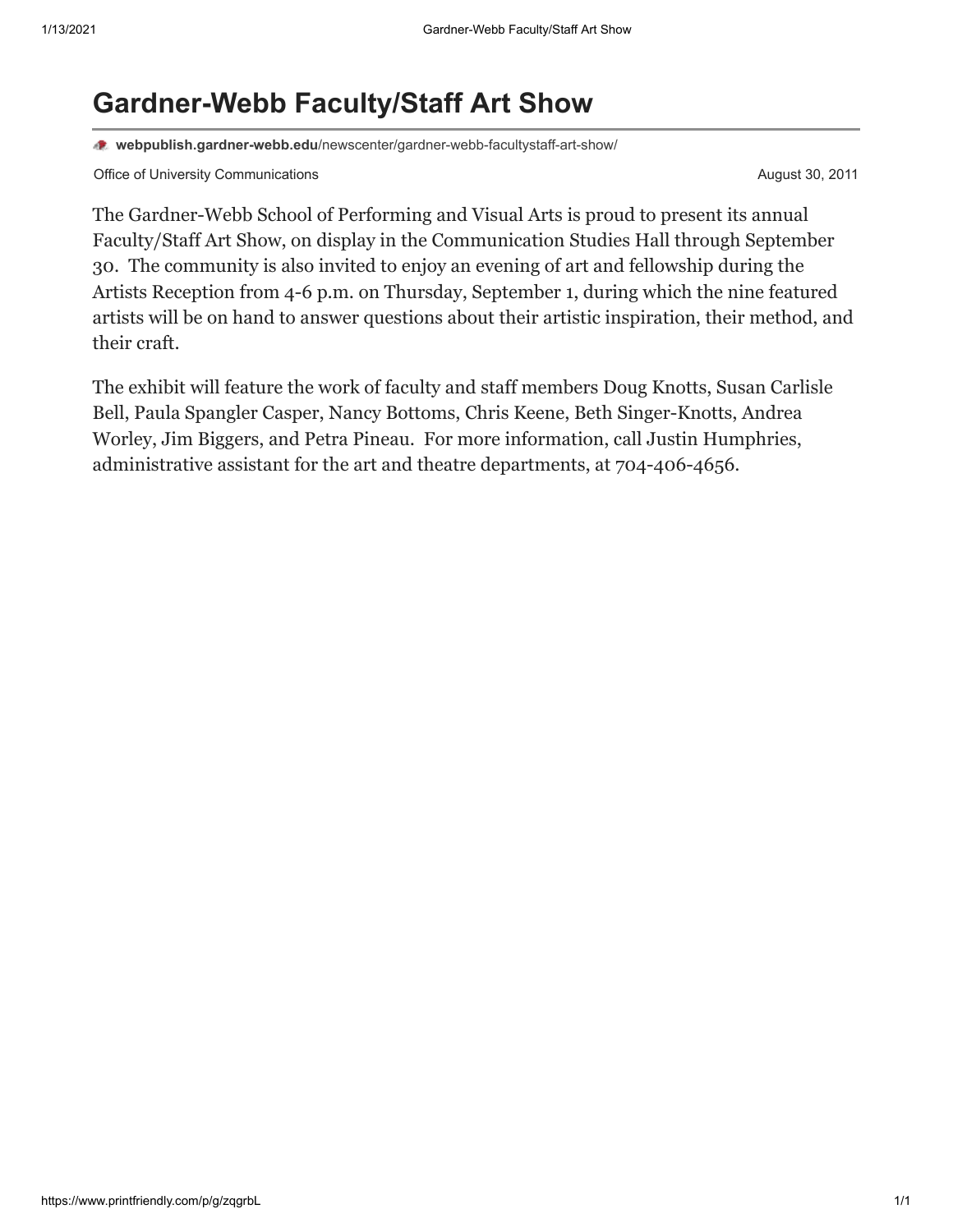# Gardner-Webb Faculty/Staff Art Show

**webpublish.gardner-webb.edu**/newscenter/gardner-webb-facultystaff-art-show/

Office of University Communications

August 30, 2011

The Gardner-Webb School of Performing and Visual Arts is proud to present its annual Faculty/Staff Art Show, on display in the Communication Studies Hall through September 30. The community is also invited to enjoy an evening of art and fellowship during the Artists Reception from 4-6 p.m. on Thursday, September 1, during which the nine featured artists will be on hand to answer questions about their artistic inspiration, their method, and their craft.

The exhibit will feature the work of faculty and staff members Doug Knotts, Susan Carlisle Bell, Paula Spangler Casper, Nancy Bottoms, Chris Keene, Beth Singer-Knotts, Andrea Worley, Jim Biggers, and Petra Pineau. For more information, call Justin Humphries, administrative assistant for the art and theatre departments, at 704-406-4656.